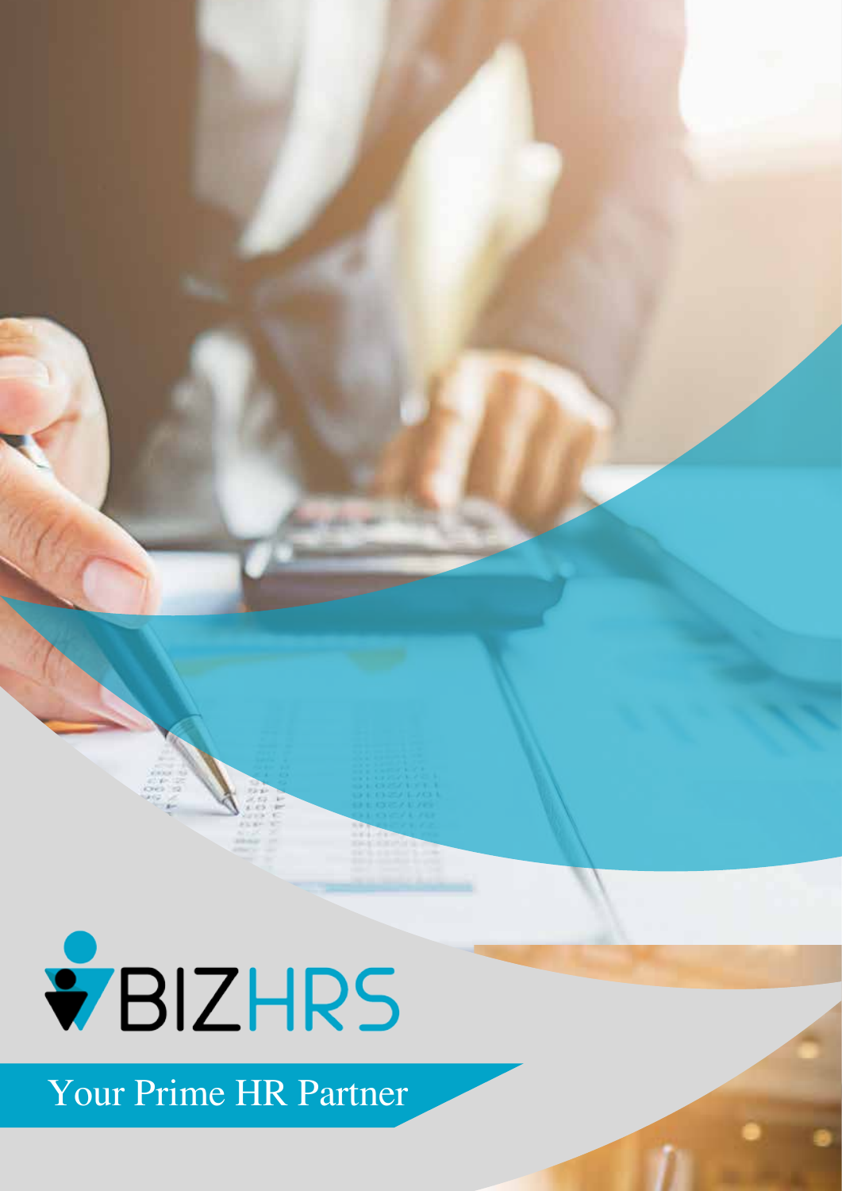# BIZHRS

Your Prime HR Partner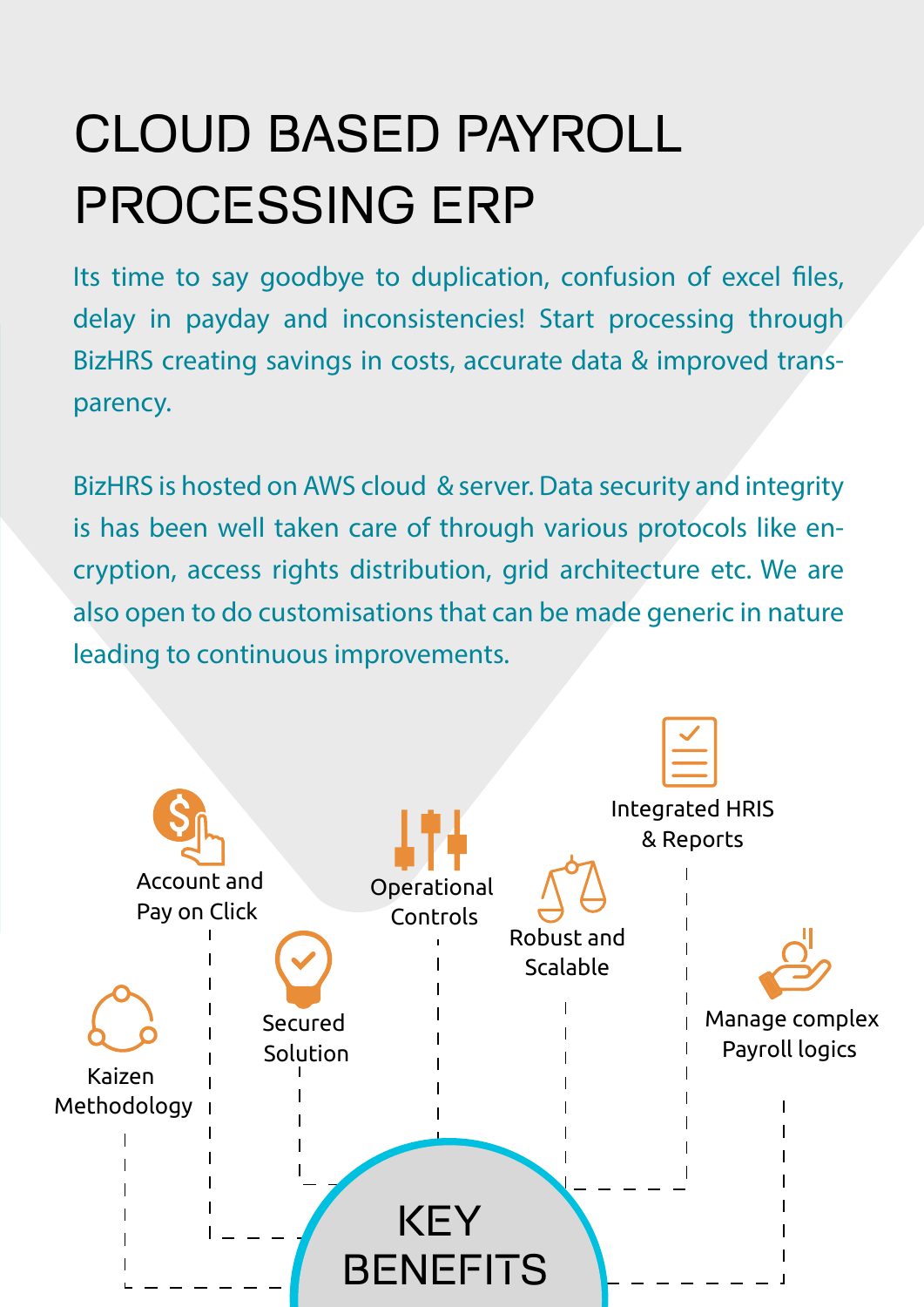# CLOUD BASED PAYROLL PROCESSING ERP

Its time to say goodbye to duplication, confusion of excel files, delay in payday and inconsistencies! Start processing through BizHRS creating savings in costs, accurate data & improved transparency.

BizHRS is hosted on AWS cloud & server. Data security and integrity is has been well taken care of through various protocols like encryption, access rights distribution, grid architecture etc. We are also open to do customisations that can be made generic in nature leading to continuous improvements.

## KEY BENEFITS

- Account and Pay on Click
- Kaizen Methodology
- Secured Solution
- Operational Controls
- Robust and Scalable
- Integrated HRIS & Reports
- Manage complex Payroll logics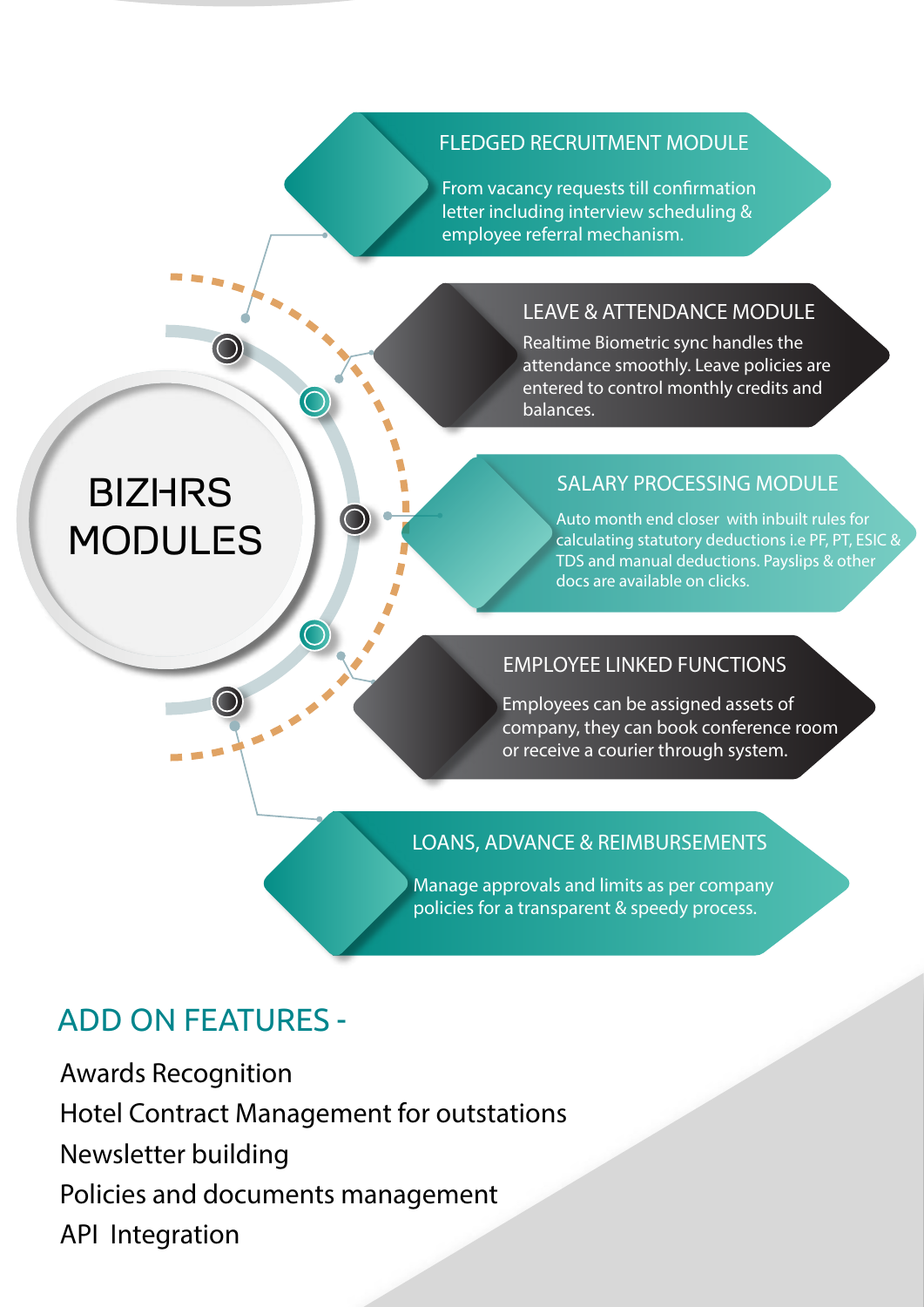# BIZHRS MODULES

### FLEDGED RECRUITMENT MODULE

From vacancy requests till confirmation letter including interview scheduling & employee referral mechanism.

### LEAVE & ATTENDANCE MODULE

Realtime Biometric sync handles the attendance smoothly. Leave policies are entered to control monthly credits and balances.

### SALARY PROCESSING MODULE

Auto month end closer with inbuilt rules for calculating statutory deductions i.e PF, PT, ESIC & TDS and manual deductions. Payslips & other docs are available on clicks.

### EMPLOYEE LINKED FUNCTIONS

Employees can be assigned assets of company, they can book conference room or receive a courier through system.

### LOANS, ADVANCE & REIMBURSEMENTS

Manage approvals and limits as per company policies for a transparent & speedy process.

## ADD ON FEATURES -

Awards Recognition
Hotel Contract Management for outstations
Newsletter building
Policies and documents management
API Integration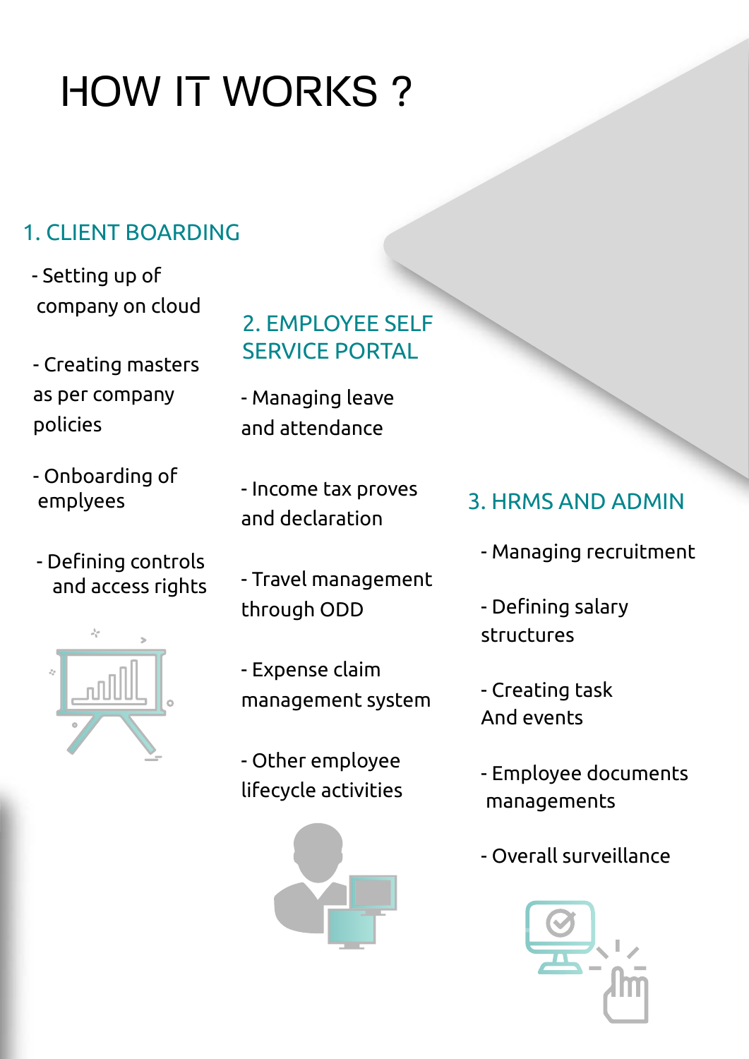# HOW IT WORKS ?

## 1. CLIENT BOARDING

- Setting up of company on cloud
- Creating masters as per company policies
- Onboarding of emplyees
- Defining controls and access rights

## 2. EMPLOYEE SELF SERVICE PORTAL

- Managing leave and attendance
- Income tax proves and declaration
- Travel management through ODD
- Expense claim management system
- Other employee lifecycle activities

## 3. HRMS AND ADMIN

- Managing recruitment
- Defining salary structures
- Creating task And events
- Employee documents managements
- Overall surveillance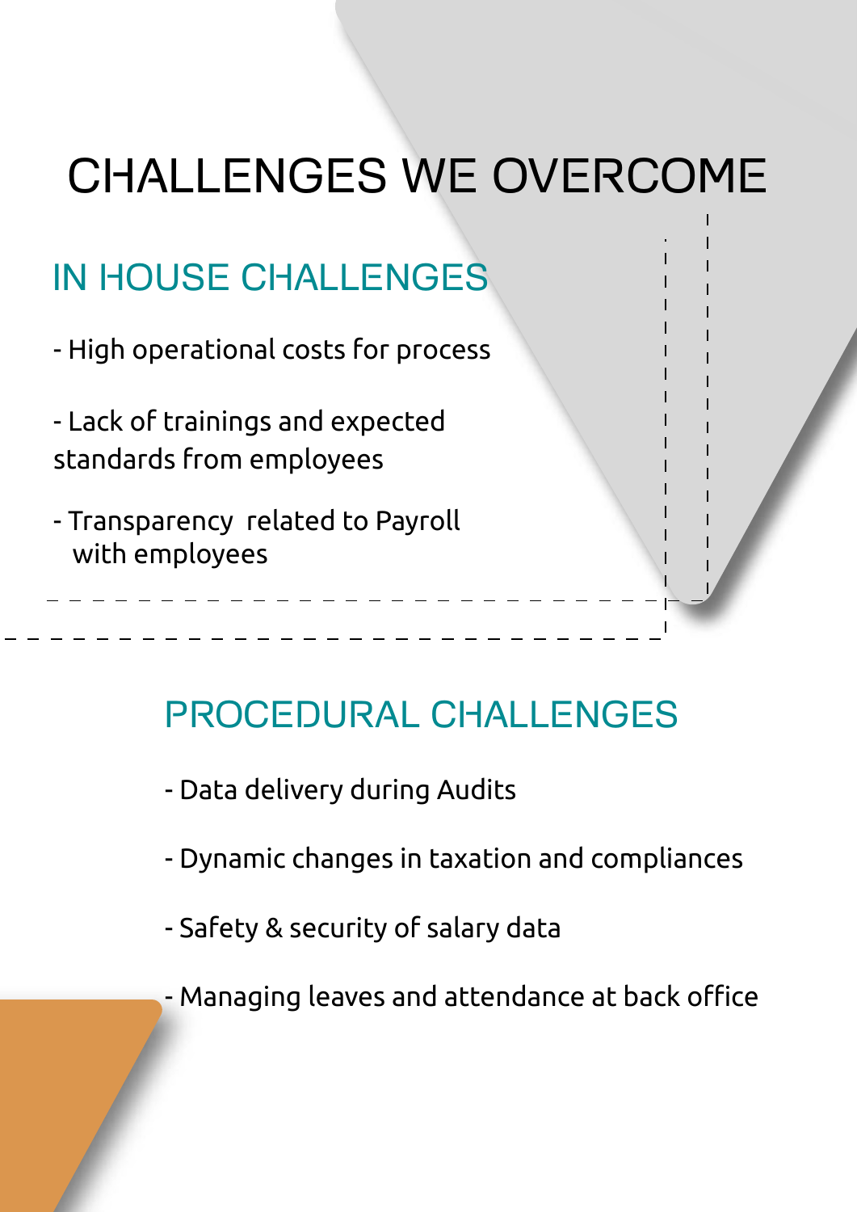# CHALLENGES WE OVERCOME

## IN HOUSE CHALLENGES

- High operational costs for process
- Lack of trainings and expected standards from employees
- Transparency related to Payroll with employees

## PROCEDURAL CHALLENGES

- Data delivery during Audits
- Dynamic changes in taxation and compliances
- Safety & security of salary data
- Managing leaves and attendance at back office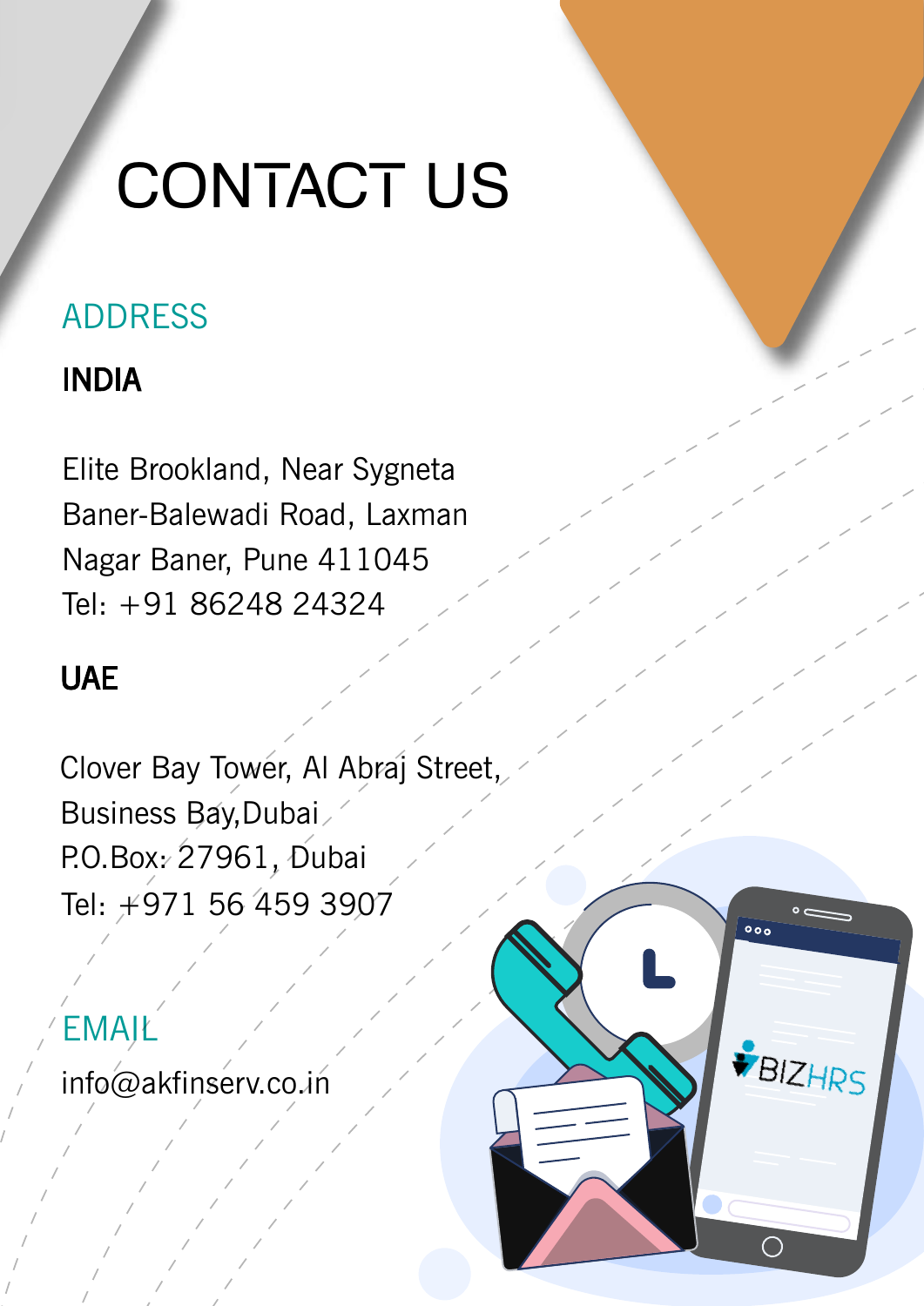# CONTACT US

## ADDRESS

### INDIA

Elite Brookland, Near Sygneta
Baner-Balewadi Road, Laxman
Nagar Baner, Pune 411045
Tel: +91 86248 24324

### UAE

Clover Bay Tower, Al Abraj Street,
Business Bay,Dubai
P.O.Box: 27961, Dubai
Tel: +971 56 459 3907

## EMAIL

info@akfinserv.co.in